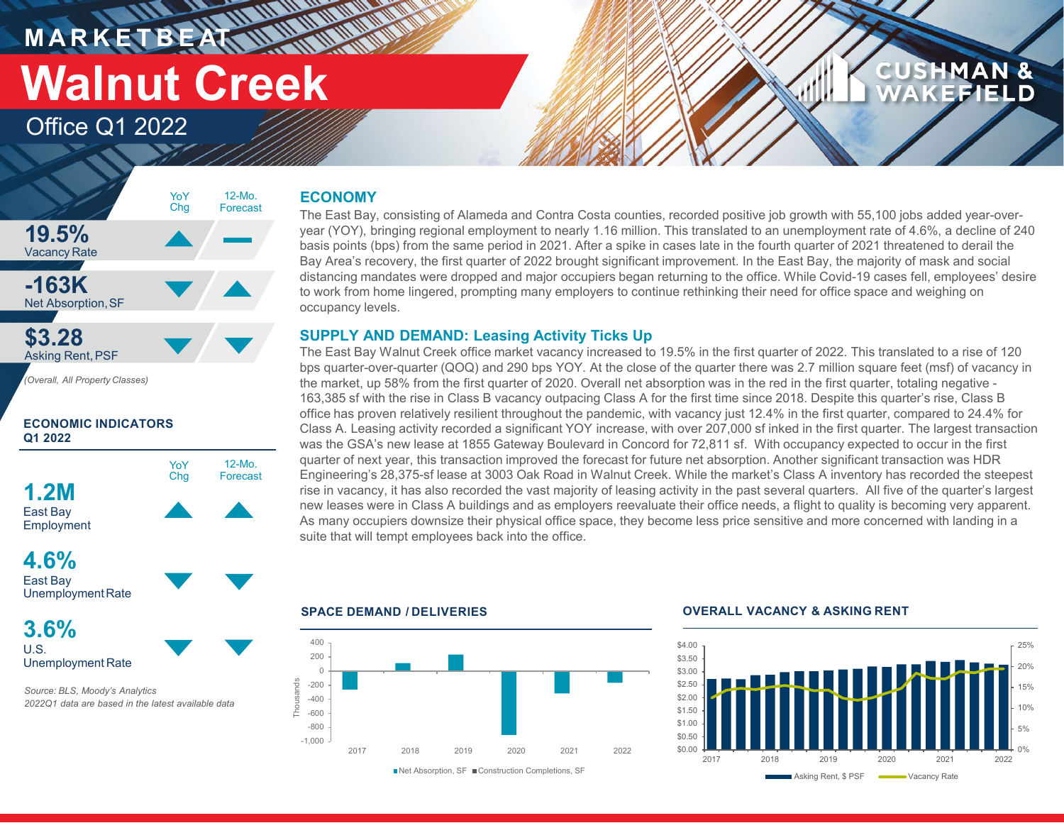# MARKETBEAT

# Walnut Creek

## Office Q1 2022

| | YoY Chg | 12-Mo. Forecast |
|---|---|---|
| **19.5%** Vacancy Rate | ▲ | — |
| **-163K** Net Absorption, SF | ▼ | ▲ |
| **$3.28** Asking Rent, PSF | ▼ | ▼ |

*(Overall, All Property Classes)*

### ECONOMIC INDICATORS Q1 2022

| | YoY Chg | 12-Mo. Forecast |
|---|---|---|
| **1.2M** East Bay Employment | ▲ | ▲ |
| **4.6%** East Bay Unemployment Rate | ▼ | ▼ |
| **3.6%** U.S. Unemployment Rate | ▼ | ▼ |

*Source: BLS, Moody's Analytics*
*2022Q1 data are based in the latest available data*

## ECONOMY

The East Bay, consisting of Alameda and Contra Costa counties, recorded positive job growth with 55,100 jobs added year-over-year (YOY), bringing regional employment to nearly 1.16 million. This translated to an unemployment rate of 4.6%, a decline of 240 basis points (bps) from the same period in 2021. After a spike in cases late in the fourth quarter of 2021 threatened to derail the Bay Area's recovery, the first quarter of 2022 brought significant improvement. In the East Bay, the majority of mask and social distancing mandates were dropped and major occupiers began returning to the office. While Covid-19 cases fell, employees' desire to work from home lingered, prompting many employers to continue rethinking their need for office space and weighing on occupancy levels.

## SUPPLY AND DEMAND: Leasing Activity Ticks Up

The East Bay Walnut Creek office market vacancy increased to 19.5% in the first quarter of 2022. This translated to a rise of 120 bps quarter-over-quarter (QOQ) and 290 bps YOY. At the close of the quarter there was 2.7 million square feet (msf) of vacancy in the market, up 58% from the first quarter of 2020. Overall net absorption was in the red in the first quarter, totaling negative -163,385 sf with the rise in Class B vacancy outpacing Class A for the first time since 2018. Despite this quarter's rise, Class B office has proven relatively resilient throughout the pandemic, with vacancy just 12.4% in the first quarter, compared to 24.4% for Class A. Leasing activity recorded a significant YOY increase, with over 207,000 sf inked in the first quarter. The largest transaction was the GSA's new lease at 1855 Gateway Boulevard in Concord for 72,811 sf. With occupancy expected to occur in the first quarter of next year, this transaction improved the forecast for future net absorption. Another significant transaction was HDR Engineering's 28,375-sf lease at 3003 Oak Road in Walnut Creek. While the market's Class A inventory has recorded the steepest rise in vacancy, it has also recorded the vast majority of leasing activity in the past several quarters. All five of the quarter's largest new leases were in Class A buildings and as employers reevaluate their office needs, a flight to quality is becoming very apparent. As many occupiers downsize their physical office space, they become less price sensitive and more concerned with landing in a suite that will tempt employees back into the office.

### SPACE DEMAND / DELIVERIES

Net Absorption, SF ■ Construction Completions, SF

### OVERALL VACANCY & ASKING RENT

Asking Rent, $ PSF — Vacancy Rate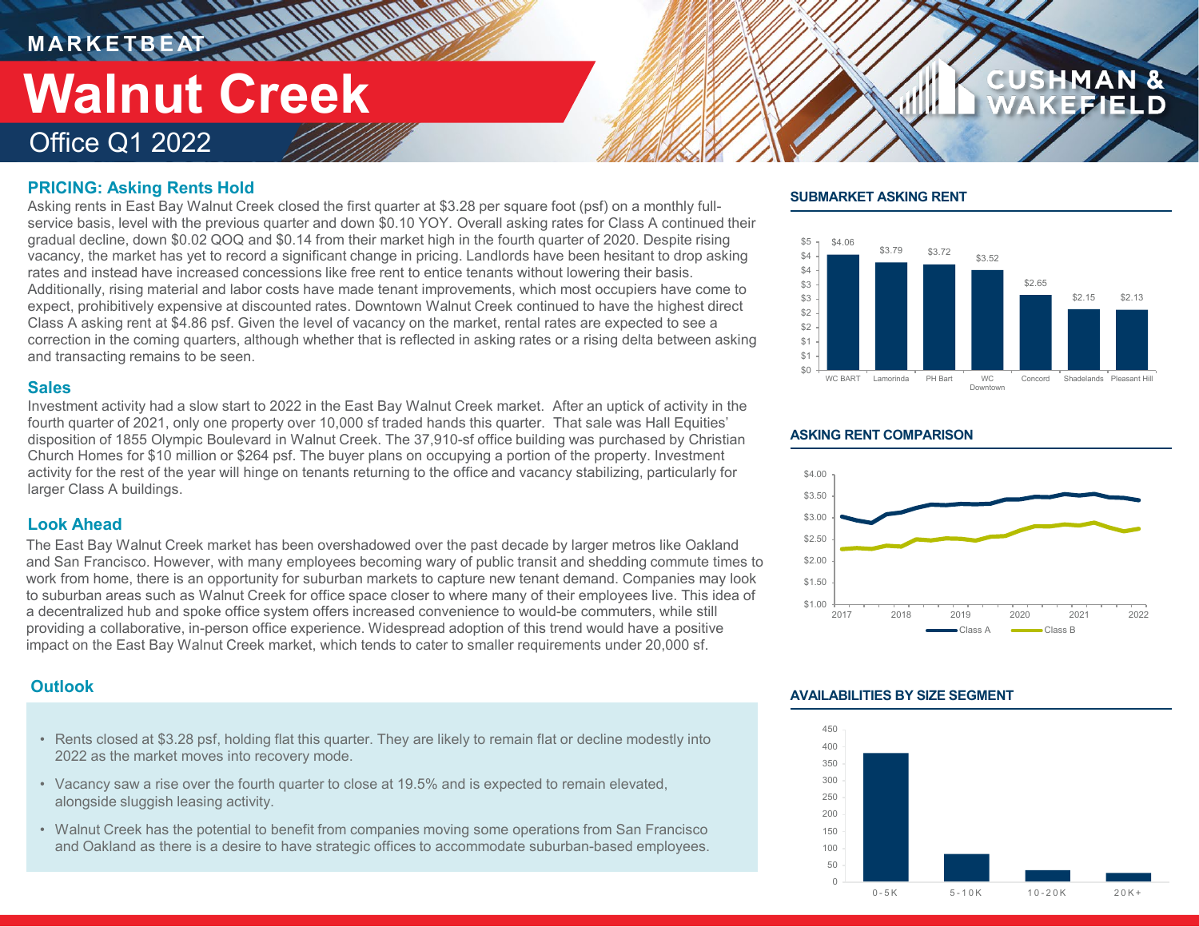# MARKETBEAT

# Walnut Creek

## Office Q1 2022

### PRICING: Asking Rents Hold

Asking rents in East Bay Walnut Creek closed the first quarter at $3.28 per square foot (psf) on a monthly full-service basis, level with the previous quarter and down $0.10 YOY. Overall asking rates for Class A continued their gradual decline, down $0.02 QOQ and $0.14 from their market high in the fourth quarter of 2020. Despite rising vacancy, the market has yet to record a significant change in pricing. Landlords have been hesitant to drop asking rates and instead have increased concessions like free rent to entice tenants without lowering their basis. Additionally, rising material and labor costs have made tenant improvements, which most occupiers have come to expect, prohibitively expensive at discounted rates. Downtown Walnut Creek continued to have the highest direct Class A asking rent at $4.86 psf. Given the level of vacancy on the market, rental rates are expected to see a correction in the coming quarters, although whether that is reflected in asking rates or a rising delta between asking and transacting remains to be seen.

### Sales

Investment activity had a slow start to 2022 in the East Bay Walnut Creek market. After an uptick of activity in the fourth quarter of 2021, only one property over 10,000 sf traded hands this quarter. That sale was Hall Equities' disposition of 1855 Olympic Boulevard in Walnut Creek. The 37,910-sf office building was purchased by Christian Church Homes for $10 million or $264 psf. The buyer plans on occupying a portion of the property. Investment activity for the rest of the year will hinge on tenants returning to the office and vacancy stabilizing, particularly for larger Class A buildings.

### Look Ahead

The East Bay Walnut Creek market has been overshadowed over the past decade by larger metros like Oakland and San Francisco. However, with many employees becoming wary of public transit and shedding commute times to work from home, there is an opportunity for suburban markets to capture new tenant demand. Companies may look to suburban areas such as Walnut Creek for office space closer to where many of their employees live. This idea of a decentralized hub and spoke office system offers increased convenience to would-be commuters, while still providing a collaborative, in-person office experience. Widespread adoption of this trend would have a positive impact on the East Bay Walnut Creek market, which tends to cater to smaller requirements under 20,000 sf.

### Outlook

- Rents closed at $3.28 psf, holding flat this quarter. They are likely to remain flat or decline modestly into 2022 as the market moves into recovery mode.
- Vacancy saw a rise over the fourth quarter to close at 19.5% and is expected to remain elevated, alongside sluggish leasing activity.
- Walnut Creek has the potential to benefit from companies moving some operations from San Francisco and Oakland as there is a desire to have strategic offices to accommodate suburban-based employees.

### SUBMARKET ASKING RENT

| Submarket | Asking Rent |
| --- | --- |
| WC BART | $4.06 |
| Lamorinda | $3.79 |
| PH Bart | $3.72 |
| WC Downtown | $3.52 |
| Concord | $2.65 |
| Shadelands | $2.15 |
| Pleasant Hill | $2.13 |

### ASKING RENT COMPARISON

Class A / Class B, 2017–2022

### AVAILABILITIES BY SIZE SEGMENT

| Size Segment | Availabilities |
| --- | --- |
| 0-5K | ~380 |
| 5-10K | ~82 |
| 10-20K | ~35 |
| 20K+ | ~27 |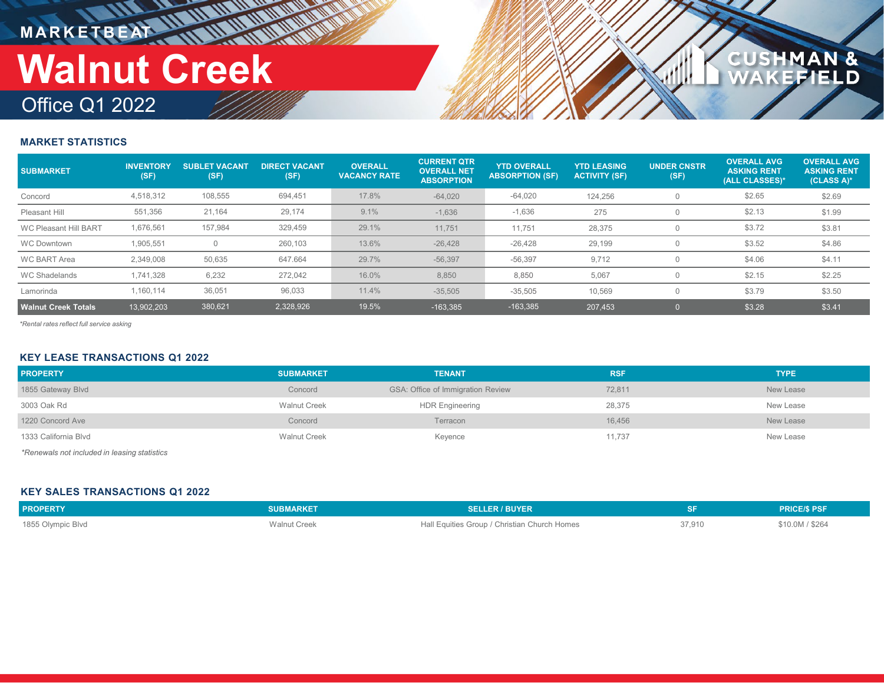MARKETBEAT

# Walnut Creek

## Office Q1 2022

### MARKET STATISTICS

| SUBMARKET | INVENTORY (SF) | SUBLET VACANT (SF) | DIRECT VACANT (SF) | OVERALL VACANCY RATE | CURRENT QTR OVERALL NET ABSORPTION | YTD OVERALL ABSORPTION (SF) | YTD LEASING ACTIVITY (SF) | UNDER CNSTR (SF) | OVERALL AVG ASKING RENT (ALL CLASSES)* | OVERALL AVG ASKING RENT (CLASS A)* |
|---|---|---|---|---|---|---|---|---|---|---|
| Concord | 4,518,312 | 108,555 | 694,451 | 17.8% | -64,020 | -64,020 | 124,256 | 0 | $2.65 | $2.69 |
| Pleasant Hill | 551,356 | 21,164 | 29,174 | 9.1% | -1,636 | -1,636 | 275 | 0 | $2.13 | $1.99 |
| WC Pleasant Hill BART | 1,676,561 | 157,984 | 329,459 | 29.1% | 11,751 | 11,751 | 28,375 | 0 | $3.72 | $3.81 |
| WC Downtown | 1,905,551 | 0 | 260,103 | 13.6% | -26,428 | -26,428 | 29,199 | 0 | $3.52 | $4.86 |
| WC BART Area | 2,349,008 | 50,635 | 647.664 | 29.7% | -56,397 | -56,397 | 9,712 | 0 | $4.06 | $4.11 |
| WC Shadelands | 1,741,328 | 6,232 | 272,042 | 16.0% | 8,850 | 8,850 | 5,067 | 0 | $2.15 | $2.25 |
| Lamorinda | 1,160,114 | 36,051 | 96,033 | 11.4% | -35,505 | -35,505 | 10,569 | 0 | $3.79 | $3.50 |
| **Walnut Creek Totals** | 13,902,203 | 380,621 | 2,328,926 | 19.5% | -163,385 | -163,385 | 207,453 | 0 | $3.28 | $3.41 |

*Rental rates reflect full service asking*

### KEY LEASE TRANSACTIONS Q1 2022

| PROPERTY | SUBMARKET | TENANT | RSF | TYPE |
|---|---|---|---|---|
| 1855 Gateway Blvd | Concord | GSA: Office of Immigration Review | 72,811 | New Lease |
| 3003 Oak Rd | Walnut Creek | HDR Engineering | 28,375 | New Lease |
| 1220 Concord Ave | Concord | Terracon | 16,456 | New Lease |
| 1333 California Blvd | Walnut Creek | Keyence | 11,737 | New Lease |

*Renewals not included in leasing statistics*

### KEY SALES TRANSACTIONS Q1 2022

| PROPERTY | SUBMARKET | SELLER / BUYER | SF | PRICE/$ PSF |
|---|---|---|---|---|
| 1855 Olympic Blvd | Walnut Creek | Hall Equities Group / Christian Church Homes | 37,910 | $10.0M / $264 |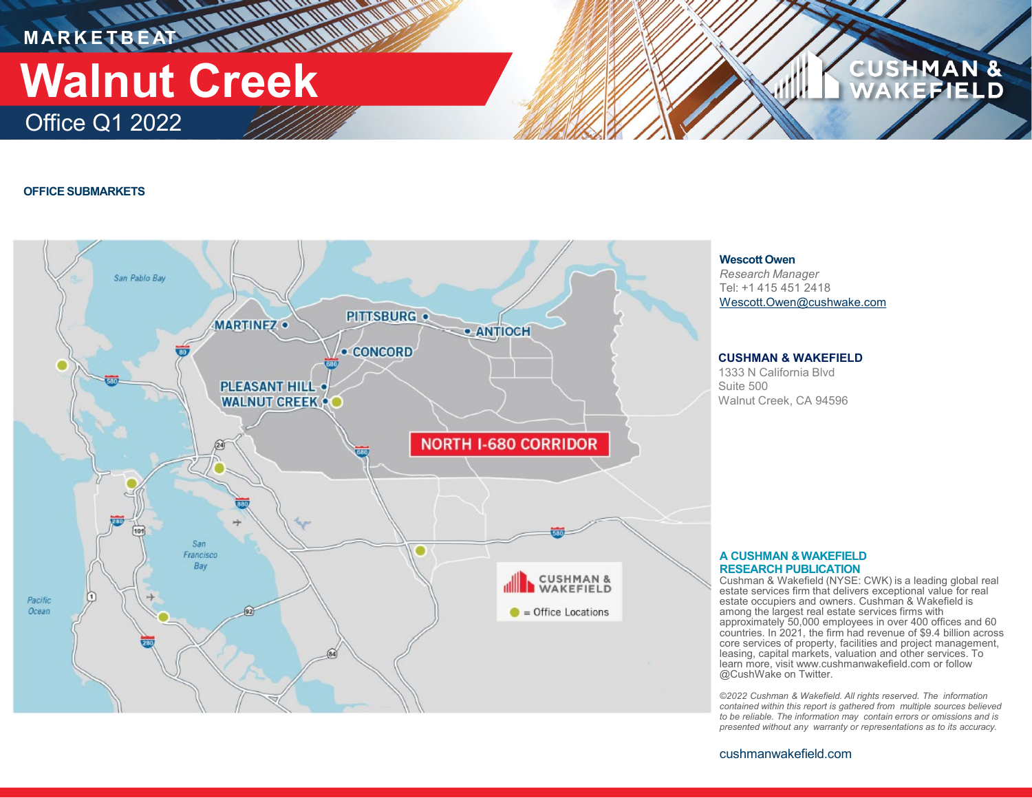MARKETBEAT

# Walnut Creek

Office Q1 2022

### OFFICE SUBMARKETS

San Pablo Bay

MARTINEZ

PITTSBURG

ANTIOCH

CONCORD

PLEASANT HILL

WALNUT CREEK

NORTH I-680 CORRIDOR

San Francisco Bay

Pacific Ocean

CUSHMAN & WAKEFIELD

= Office Locations

**Wescott Owen**
*Research Manager*
Tel: +1 415 451 2418
Wescott.Owen@cushwake.com

**CUSHMAN & WAKEFIELD**
1333 N California Blvd
Suite 500
Walnut Creek, CA 94596

**A CUSHMAN & WAKEFIELD RESEARCH PUBLICATION**

Cushman & Wakefield (NYSE: CWK) is a leading global real estate services firm that delivers exceptional value for real estate occupiers and owners. Cushman & Wakefield is among the largest real estate services firms with approximately 50,000 employees in over 400 offices and 60 countries. In 2021, the firm had revenue of $9.4 billion across core services of property, facilities and project management, leasing, capital markets, valuation and other services. To learn more, visit www.cushmanwakefield.com or follow @CushWake on Twitter.

*©2022 Cushman & Wakefield. All rights reserved. The information contained within this report is gathered from multiple sources believed to be reliable. The information may contain errors or omissions and is presented without any warranty or representations as to its accuracy.*

cushmanwakefield.com